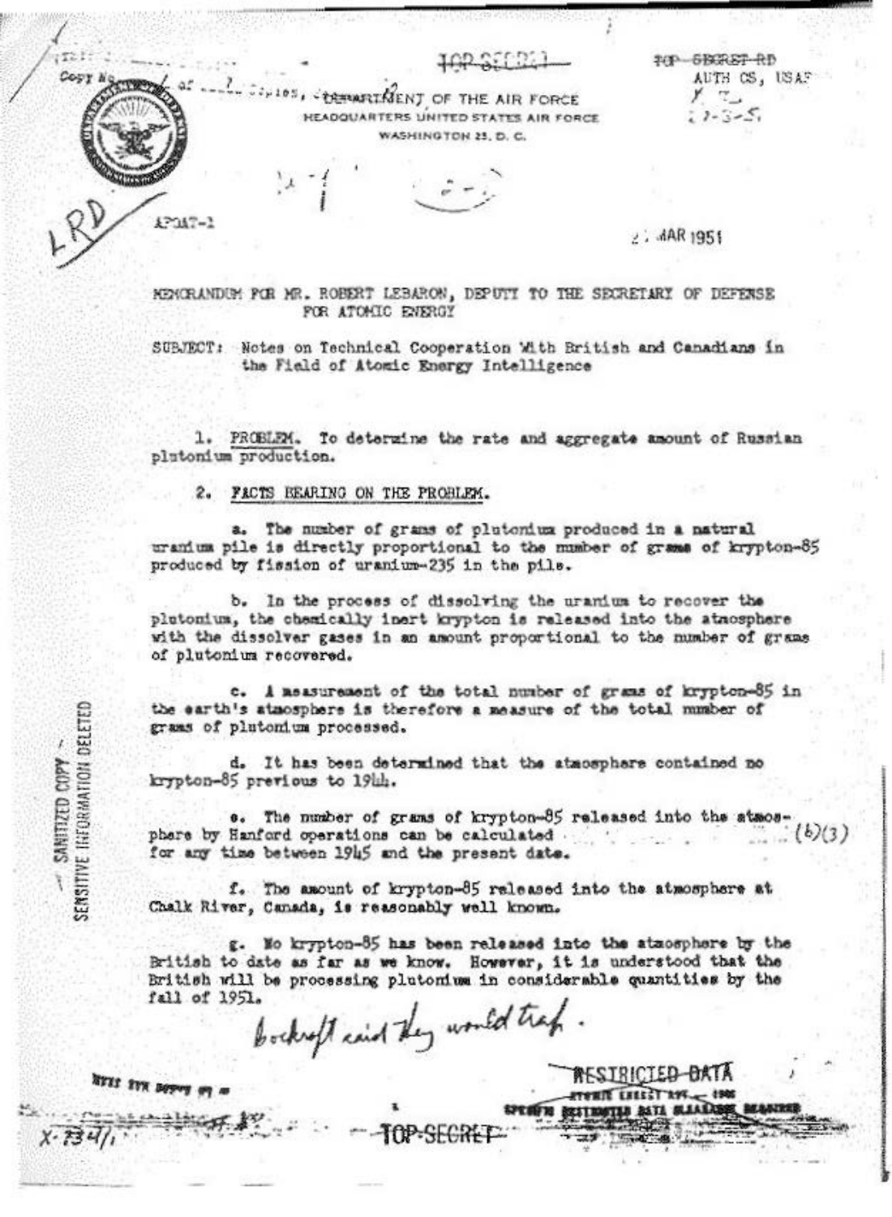TOP SECRET

TOP SECRET RD
AUTH CS, USAF

Copy No. __ of __ 7 Copies,

DEPARTMENT OF THE AIR FORCE
HEADQUARTERS UNITED STATES AIR FORCE
WASHINGTON 25, D. C.

LRD

AFOAT-1

2 MAR 1951

MEMORANDUM FOR MR. ROBERT LEBARON, DEPUTY TO THE SECRETARY OF DEFENSE FOR ATOMIC ENERGY

SUBJECT: Notes on Technical Cooperation With British and Canadians in the Field of Atomic Energy Intelligence

1. PROBLEM. To determine the rate and aggregate amount of Russian plutonium production.

2. FACTS BEARING ON THE PROBLEM.

a. The number of grams of plutonium produced in a natural uranium pile is directly proportional to the number of grams of krypton-85 produced by fission of uranium-235 in the pile.

b. In the process of dissolving the uranium to recover the plutonium, the chemically inert krypton is released into the atmosphere with the dissolver gases in an amount proportional to the number of grams of plutonium recovered.

c. A measurement of the total number of grams of krypton-85 in the earth's atmosphere is therefore a measure of the total number of grams of plutonium processed.

d. It has been determined that the atmosphere contained no krypton-85 previous to 1944.

e. The number of grams of krypton-85 released into the atmosphere by Hanford operations can be calculated (b)(3) for any time between 1945 and the present date.

f. The amount of krypton-85 released into the atmosphere at Chalk River, Canada, is reasonably well known.

g. No krypton-85 has been released into the atmosphere by the British to date as far as we know. However, it is understood that the British will be processing plutonium in considerable quantities by the fall of 1951.

Cockroft said they would trap.

SANITIZED COPY – SENSITIVE INFORMATION DELETED

RESTRICTED DATA

TOP SECRET

X-7341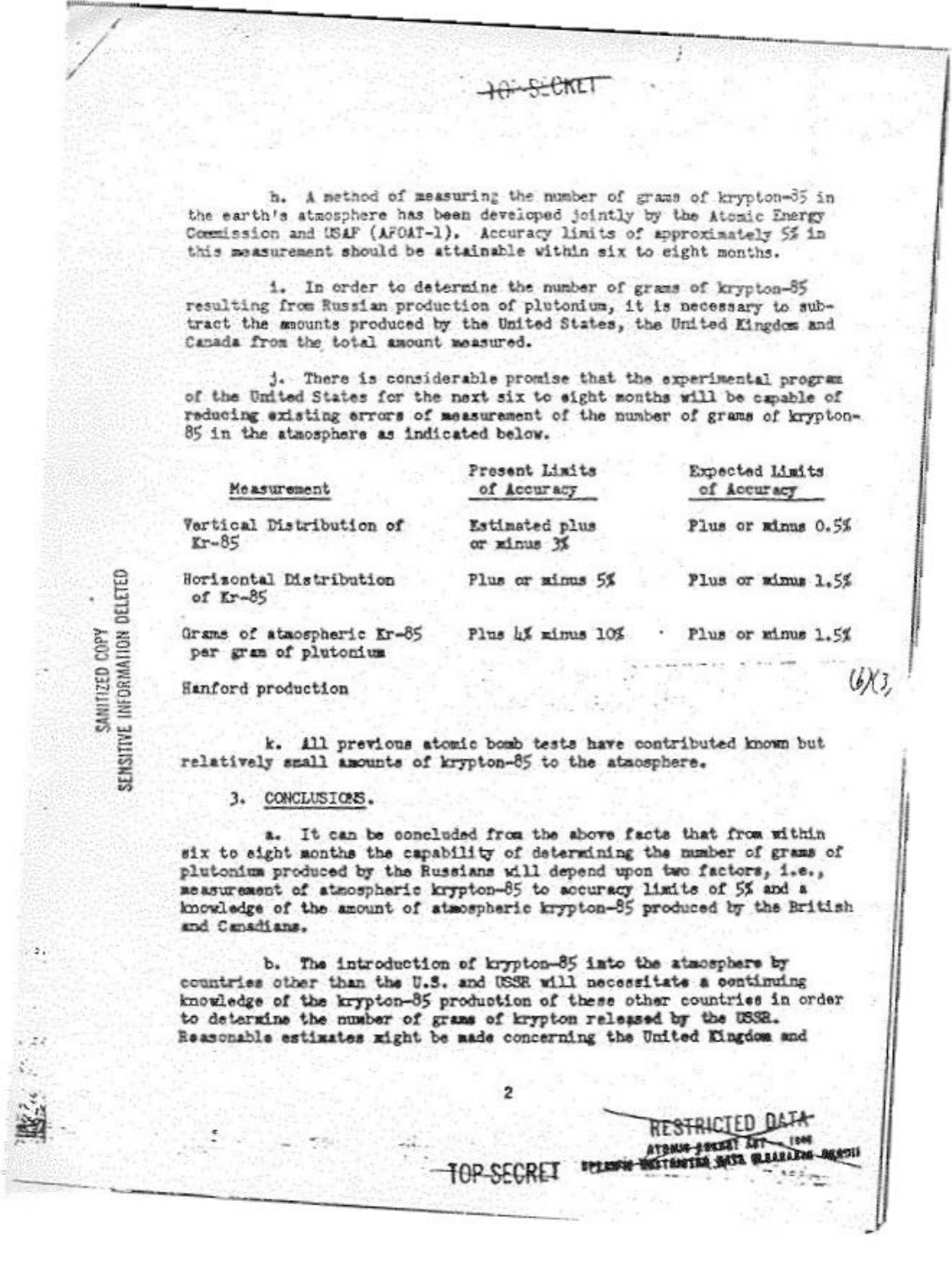TOP SECRET

h. A method of measuring the number of grams of krypton-85 in the earth's atmosphere has been developed jointly by the Atomic Energy Commission and USAF (AFOAT-1). Accuracy limits of approximately 5% in this measurement should be attainable within six to eight months.

i. In order to determine the number of grams of krypton-85 resulting from Russian production of plutonium, it is necessary to subtract the amounts produced by the United States, the United Kingdom and Canada from the total amount measured.

j. There is considerable promise that the experimental program of the United States for the next six to eight months will be capable of reducing existing errors of measurement of the number of grams of krypton-85 in the atmosphere as indicated below.

| Measurement | Present Limits of Accuracy | Expected Limits of Accuracy |
|---|---|---|
| Vertical Distribution of Kr-85 | Estimated plus or minus 3% | Plus or minus 0.5% |
| Horizontal Distribution of Kr-85 | Plus or minus 5% | Plus or minus 1.5% |
| Grams of atmospheric Kr-85 per gram of plutonium | Plus 4% minus 10% | Plus or minus 1.5% |
| Hanford production | | (b)(3) |

k. All previous atomic bomb tests have contributed known but relatively small amounts of krypton-85 to the atmosphere.

3. CONCLUSIONS.

a. It can be concluded from the above facts that from within six to eight months the capability of determining the number of grams of plutonium produced by the Russians will depend upon two factors, i.e., measurement of atmospheric krypton-85 to accuracy limits of 5% and a knowledge of the amount of atmospheric krypton-85 produced by the British and Canadians.

b. The introduction of krypton-85 into the atmosphere by countries other than the U.S. and USSR will necessitate a continuing knowledge of the krypton-85 production of these other countries in order to determine the number of grams of krypton released by the USSR. Reasonable estimates might be made concerning the United Kingdom and

SANITIZED COPY
SENSITIVE INFORMATION DELETED

RESTRICTED DATA
ATOMIC ENERGY ACT 1946

TOP SECRET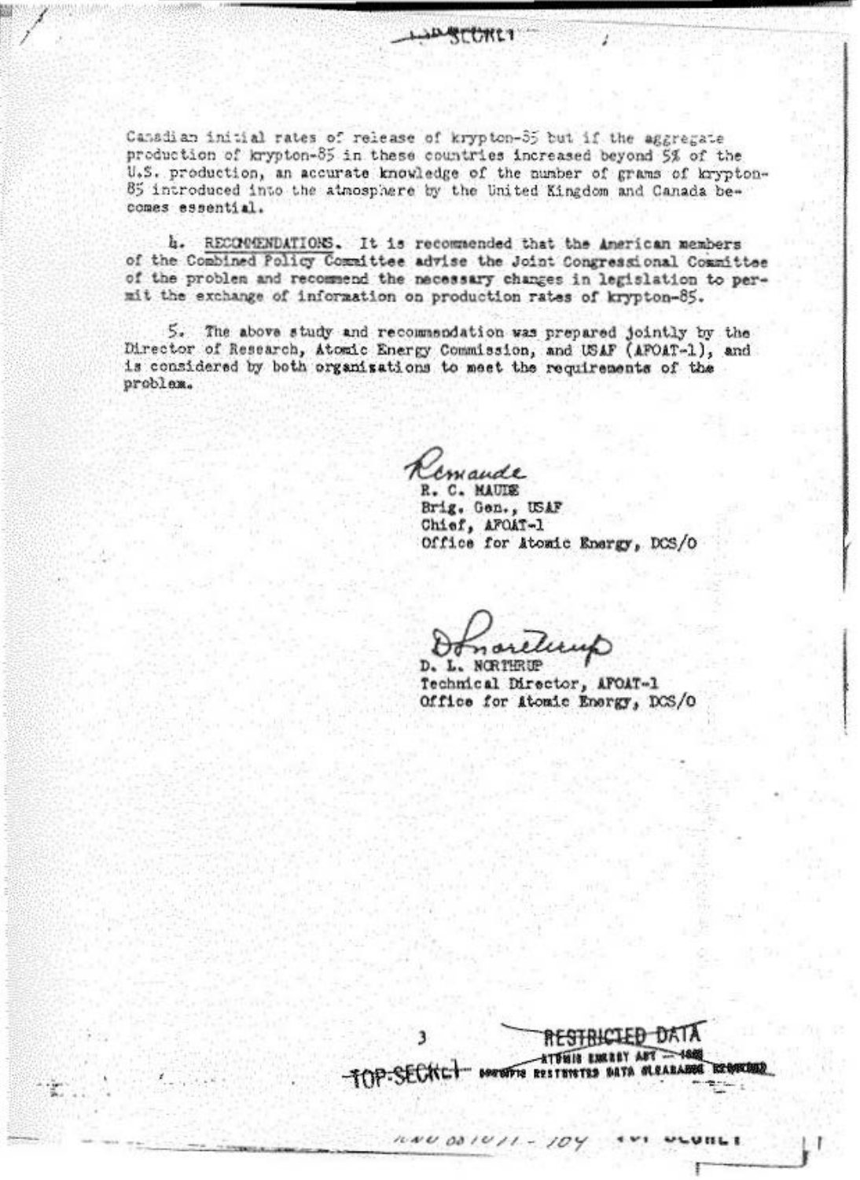TOP SECRET

Canadian initial rates of release of krypton-85 but if the aggregate production of krypton-85 in these countries increased beyond 5% of the U.S. production, an accurate knowledge of the number of grams of krypton-85 introduced into the atmosphere by the United Kingdom and Canada becomes essential.

4. RECOMMENDATIONS. It is recommended that the American members of the Combined Policy Committee advise the Joint Congressional Committee of the problem and recommend the necessary changes in legislation to permit the exchange of information on production rates of krypton-85.

5. The above study and recommendation was prepared jointly by the Director of Research, Atomic Energy Commission, and USAF (AFOAT-1), and is considered by both organizations to meet the requirements of the problem.

R. C. Maude
R. C. MAUDE
Brig. Gen., USAF
Chief, AFOAT-1
Office for Atomic Energy, DCS/O

D. L. Northrup
D. L. NORTHRUP
Technical Director, AFOAT-1
Office for Atomic Energy, DCS/O

RESTRICTED DATA
ATOMIC ENERGY ACT — 1946
TOP SECRET
SPECIFIC RESTRICTED DATA CLEARANCE REQUIRED

NND 001071 - 104